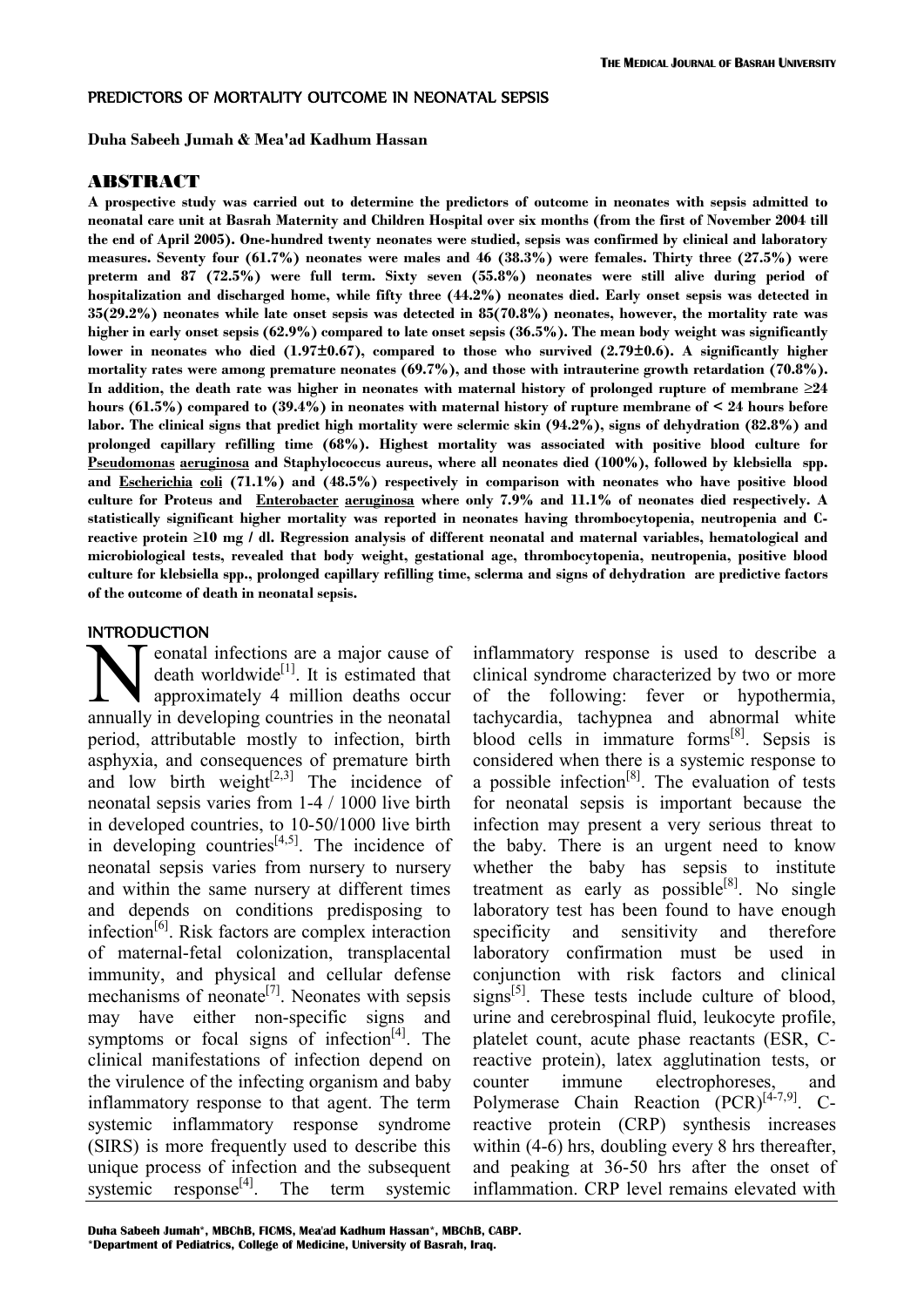# PREDICTORS OF MORTALITY OUTCOME IN NEONATAL SEPSIS

**Duha Sabeeh Jumah & Mea'ad Kadhum Hassan**

## ABSTRACT

**A prospective study was carried out to determine the predictors of outcome in neonates with sepsis admitted to neonatal care unit at Basrah Maternity and Children Hospital over six months (from the first of November 2004 till the end of April 2005). One-hundred twenty neonates were studied, sepsis was confirmed by clinical and laboratory measures. Seventy four (61.7%) neonates were males and 46 (38.3%) were females. Thirty three (27.5%) were preterm and 87 (72.5%) were full term. Sixty seven (55.8%) neonates were still alive during period of hospitalization and discharged home, while fifty three (44.2%) neonates died. Early onset sepsis was detected in 35(29.2%) neonates while late onset sepsis was detected in 85(70.8%) neonates, however, the mortality rate was higher in early onset sepsis (62.9%) compared to late onset sepsis (36.5%). The mean body weight was significantly lower in neonates who died (1.97±0.67), compared to those who survived (2.79±0.6). A significantly higher mortality rates were among premature neonates (69.7%), and those with intrauterine growth retardation (70.8%). In addition, the death rate was higher in neonates with maternal history of prolonged rupture of membrane ≥24 hours (61.5%) compared to (39.4%) in neonates with maternal history of rupture membrane of < 24 hours before labor. The clinical signs that predict high mortality were sclermic skin (94.2%), signs of dehydration (82.8%) and prolonged capillary refilling time (68%). Highest mortality was associated with positive blood culture for <u>Pseudomonas</u> <u>aeruginosa</u> and Staphylococcus aureus, where all neonates died (100%), followed by klebsiella spp. and <u>Escherichia</u> <u>coli</u> (71.1%) and (48.5%) respectively in comparison with neonates who have positive blood culture for Proteus and <u>Enterobacter</u> <u>aeruginosa</u> where only 7.9% and 11.1% of neonates died respectively. A statistically significant higher mortality was reported in neonates having thrombocytopenia, neutropenia and C-reactive protein ≥10 mg / dl. Regression analysis of different neonatal and maternal variables, hematological and microbiological tests, revealed that body weight, gestational age, thrombocytopenia, neutropenia, positive blood culture for klebsiella spp., prolonged capillary refilling time, sclerma and signs of dehydration are predictive factors of the outcome of death in neonatal sepsis.**

## INTRODUCTION

Neonatal infections are a major cause of death worldwide[1]. It is estimated that approximately 4 million deaths occur annually in developing countries in the neonatal period, attributable mostly to infection, birth asphyxia, and consequences of premature birth and low birth weight[2,3] The incidence of neonatal sepsis varies from 1-4 / 1000 live birth in developed countries, to 10-50/1000 live birth in developing countries[4,5]. The incidence of neonatal sepsis varies from nursery to nursery and within the same nursery at different times and depends on conditions predisposing to infection[6]. Risk factors are complex interaction of maternal-fetal colonization, transplacental immunity, and physical and cellular defense mechanisms of neonate[7]. Neonates with sepsis may have either non-specific signs and symptoms or focal signs of infection[4]. The clinical manifestations of infection depend on the virulence of the infecting organism and baby inflammatory response to that agent. The term systemic inflammatory response syndrome (SIRS) is more frequently used to describe this unique process of infection and the subsequent systemic response[4]. The term systemic inflammatory response is used to describe a clinical syndrome characterized by two or more of the following: fever or hypothermia, tachycardia, tachypnea and abnormal white blood cells in immature forms[8]. Sepsis is considered when there is a systemic response to a possible infection[8]. The evaluation of tests for neonatal sepsis is important because the infection may present a very serious threat to the baby. There is an urgent need to know whether the baby has sepsis to institute treatment as early as possible[8]. No single laboratory test has been found to have enough specificity and sensitivity and therefore laboratory confirmation must be used in conjunction with risk factors and clinical signs[5]. These tests include culture of blood, urine and cerebrospinal fluid, leukocyte profile, platelet count, acute phase reactants (ESR, C-reactive protein), latex agglutination tests, or counter immune electrophoreses, and Polymerase Chain Reaction (PCR)[4-7,9]. C-reactive protein (CRP) synthesis increases within (4-6) hrs, doubling every 8 hrs thereafter, and peaking at 36-50 hrs after the onset of inflammation. CRP level remains elevated with

---

**Duha Sabeeh Jumah\*, MBChB, FICMS, Mea'ad Kadhum Hassan\*, MBChB, CABP.**
**\*Department of Pediatrics, College of Medicine, University of Basrah, Iraq.**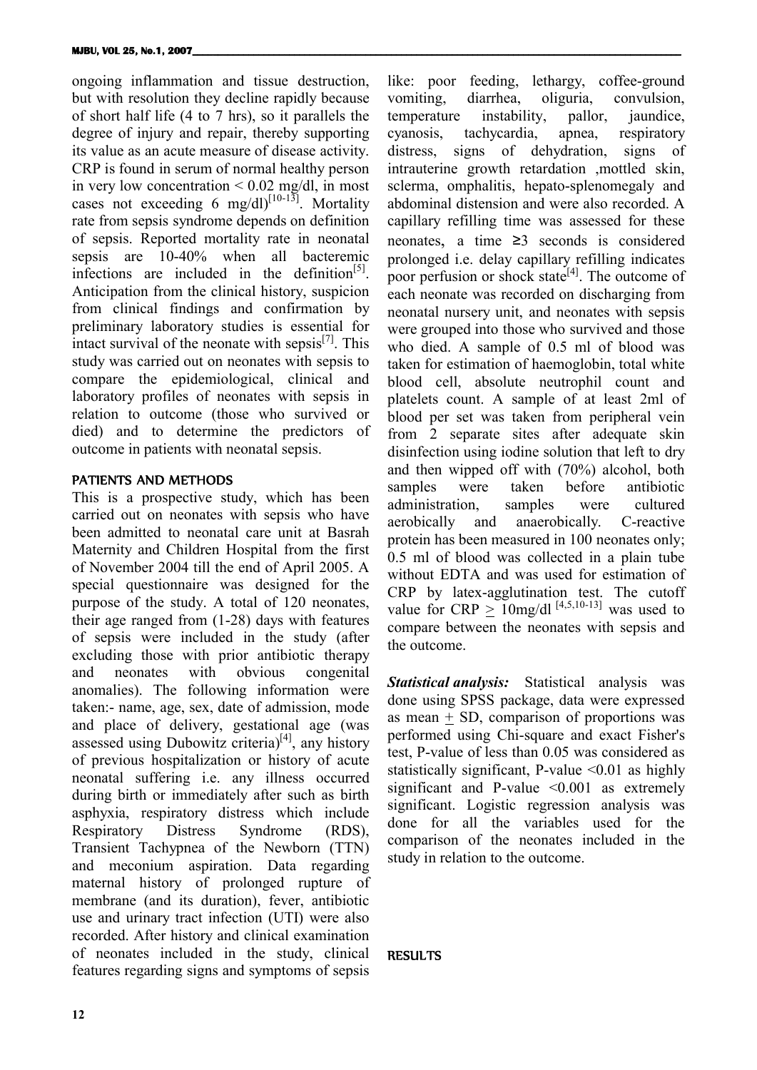ongoing inflammation and tissue destruction, but with resolution they decline rapidly because of short half life (4 to 7 hrs), so it parallels the degree of injury and repair, thereby supporting its value as an acute measure of disease activity. CRP is found in serum of normal healthy person in very low concentration < 0.02 mg/dl, in most cases not exceeding 6 mg/dl)[10-13]. Mortality rate from sepsis syndrome depends on definition of sepsis. Reported mortality rate in neonatal sepsis are 10-40% when all bacteremic infections are included in the definition[5]. Anticipation from the clinical history, suspicion from clinical findings and confirmation by preliminary laboratory studies is essential for intact survival of the neonate with sepsis[7]. This study was carried out on neonates with sepsis to compare the epidemiological, clinical and laboratory profiles of neonates with sepsis in relation to outcome (those who survived or died) and to determine the predictors of outcome in patients with neonatal sepsis.

## PATIENTS AND METHODS

This is a prospective study, which has been carried out on neonates with sepsis who have been admitted to neonatal care unit at Basrah Maternity and Children Hospital from the first of November 2004 till the end of April 2005. A special questionnaire was designed for the purpose of the study. A total of 120 neonates, their age ranged from (1-28) days with features of sepsis were included in the study (after excluding those with prior antibiotic therapy and neonates with obvious congenital anomalies). The following information were taken:- name, age, sex, date of admission, mode and place of delivery, gestational age (was assessed using Dubowitz criteria)[4], any history of previous hospitalization or history of acute neonatal suffering i.e. any illness occurred during birth or immediately after such as birth asphyxia, respiratory distress which include Respiratory Distress Syndrome (RDS), Transient Tachypnea of the Newborn (TTN) and meconium aspiration. Data regarding maternal history of prolonged rupture of membrane (and its duration), fever, antibiotic use and urinary tract infection (UTI) were also recorded. After history and clinical examination of neonates included in the study, clinical features regarding signs and symptoms of sepsis like: poor feeding, lethargy, coffee-ground vomiting, diarrhea, oliguria, convulsion, temperature instability, pallor, jaundice, cyanosis, tachycardia, apnea, respiratory distress, signs of dehydration, signs of intrauterine growth retardation ,mottled skin, sclerma, omphalitis, hepato-splenomegaly and abdominal distension and were also recorded. A capillary refilling time was assessed for these neonates, a time ≥3 seconds is considered prolonged i.e. delay capillary refilling indicates poor perfusion or shock state[4]. The outcome of each neonate was recorded on discharging from neonatal nursery unit, and neonates with sepsis were grouped into those who survived and those who died. A sample of 0.5 ml of blood was taken for estimation of haemoglobin, total white blood cell, absolute neutrophil count and platelets count. A sample of at least 2ml of blood per set was taken from peripheral vein from 2 separate sites after adequate skin disinfection using iodine solution that left to dry and then wipped off with (70%) alcohol, both samples were taken before antibiotic administration, samples were cultured aerobically and anaerobically. C-reactive protein has been measured in 100 neonates only; 0.5 ml of blood was collected in a plain tube without EDTA and was used for estimation of CRP by latex-agglutination test. The cutoff value for CRP $\geq$ 10mg/dl [4,5,10-13] was used to compare between the neonates with sepsis and the outcome.

***Statistical analysis:*** Statistical analysis was done using SPSS package, data were expressed as mean $\pm$ SD, comparison of proportions was performed using Chi-square and exact Fisher's test, P-value of less than 0.05 was considered as statistically significant, P-value <0.01 as highly significant and P-value <0.001 as extremely significant. Logistic regression analysis was done for all the variables used for the comparison of the neonates included in the study in relation to the outcome.

## RESULTS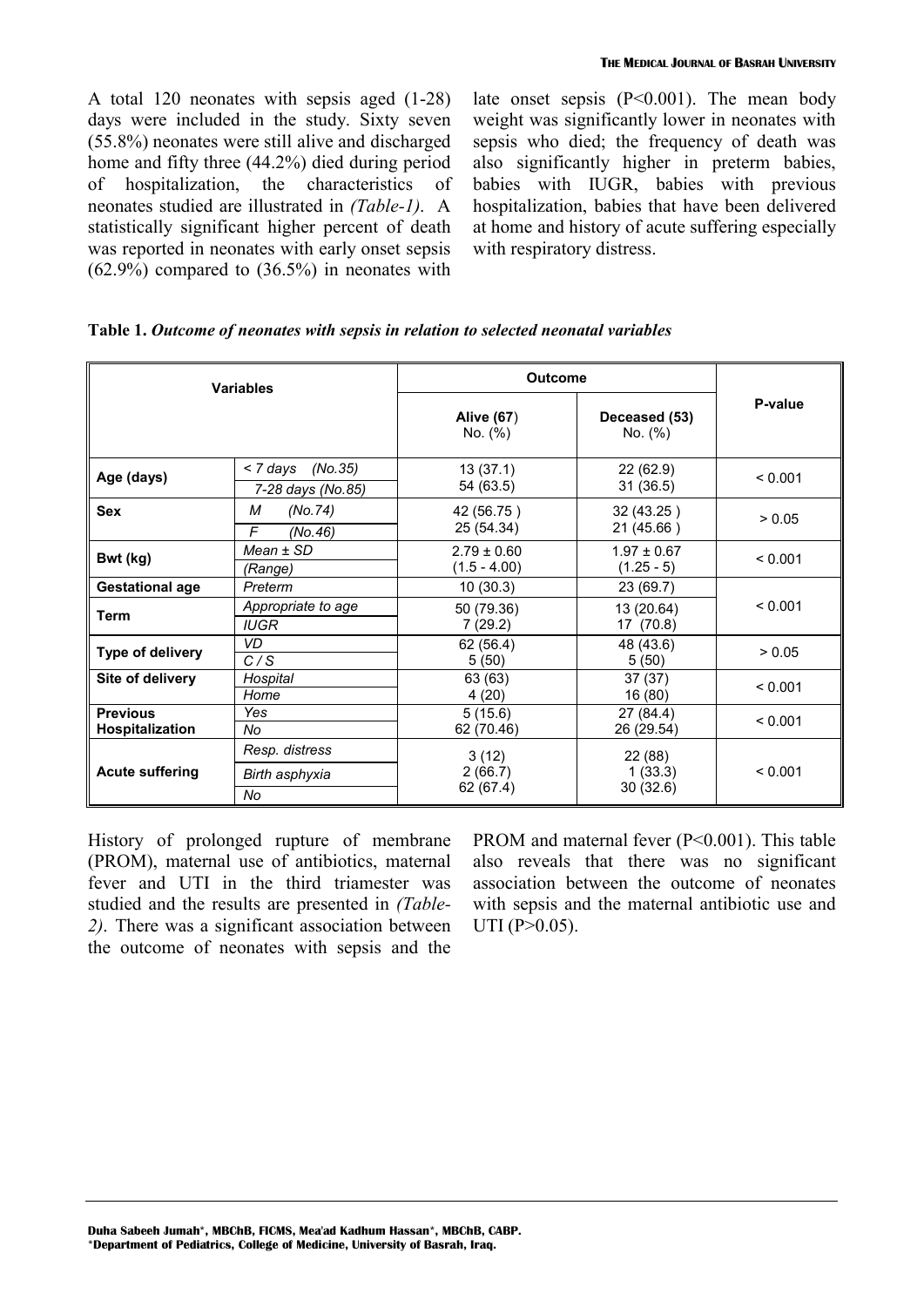A total 120 neonates with sepsis aged (1-28) days were included in the study. Sixty seven (55.8%) neonates were still alive and discharged home and fifty three (44.2%) died during period of hospitalization, the characteristics of neonates studied are illustrated in *(Table-1)*. A statistically significant higher percent of death was reported in neonates with early onset sepsis (62.9%) compared to (36.5%) in neonates with late onset sepsis (P<0.001). The mean body weight was significantly lower in neonates with sepsis who died; the frequency of death was also significantly higher in preterm babies, babies with IUGR, babies with previous hospitalization, babies that have been delivered at home and history of acute suffering especially with respiratory distress.

**Table 1.** ***Outcome of neonates with sepsis in relation to selected neonatal variables***

| Variables | | Outcome | | P-value |
|---|---|---|---|---|
| | | **Alive (67)** No. (%) | **Deceased (53)** No. (%) | |
| **Age (days)** | *< 7 days (No.35)* | 13 (37.1) | 22 (62.9) | < 0.001 |
| | *7-28 days (No.85)* | 54 (63.5) | 31 (36.5) | |
| **Sex** | *M (No.74)* | 42 (56.75 ) | 32 (43.25 ) | > 0.05 |
| | *F (No.46)* | 25 (54.34) | 21 (45.66 ) | |
| **Bwt (kg)** | *Mean ± SD* | 2.79 ± 0.60 | 1.97 ± 0.67 | < 0.001 |
| | *(Range)* | (1.5 - 4.00) | (1.25 - 5) | |
| **Gestational age** | *Preterm* | 10 (30.3) | 23 (69.7) | < 0.001 |
| **Term** | *Appropriate to age* | 50 (79.36) | 13 (20.64) | |
| | *IUGR* | 7 (29.2) | 17 (70.8) | |
| **Type of delivery** | *VD* | 62 (56.4) | 48 (43.6) | > 0.05 |
| | *C / S* | 5 (50) | 5 (50) | |
| **Site of delivery** | *Hospital* | 63 (63) | 37 (37) | < 0.001 |
| | *Home* | 4 (20) | 16 (80) | |
| **Previous Hospitalization** | *Yes* | 5 (15.6) | 27 (84.4) | < 0.001 |
| | *No* | 62 (70.46) | 26 (29.54) | |
| **Acute suffering** | *Resp. distress* | 3 (12) | 22 (88) | < 0.001 |
| | *Birth asphyxia* | 2 (66.7) | 1 (33.3) | |
| | *No* | 62 (67.4) | 30 (32.6) | |

History of prolonged rupture of membrane (PROM), maternal use of antibiotics, maternal fever and UTI in the third triamester was studied and the results are presented in *(Table-2)*. There was a significant association between the outcome of neonates with sepsis and the PROM and maternal fever (P<0.001). This table also reveals that there was no significant association between the outcome of neonates with sepsis and the maternal antibiotic use and UTI (P>0.05).

**Duha Sabeeh Jumah\*, MBChB, FICMS, Mea'ad Kadhum Hassan\*, MBChB, CABP.**
**\*Department of Pediatrics, College of Medicine, University of Basrah, Iraq.**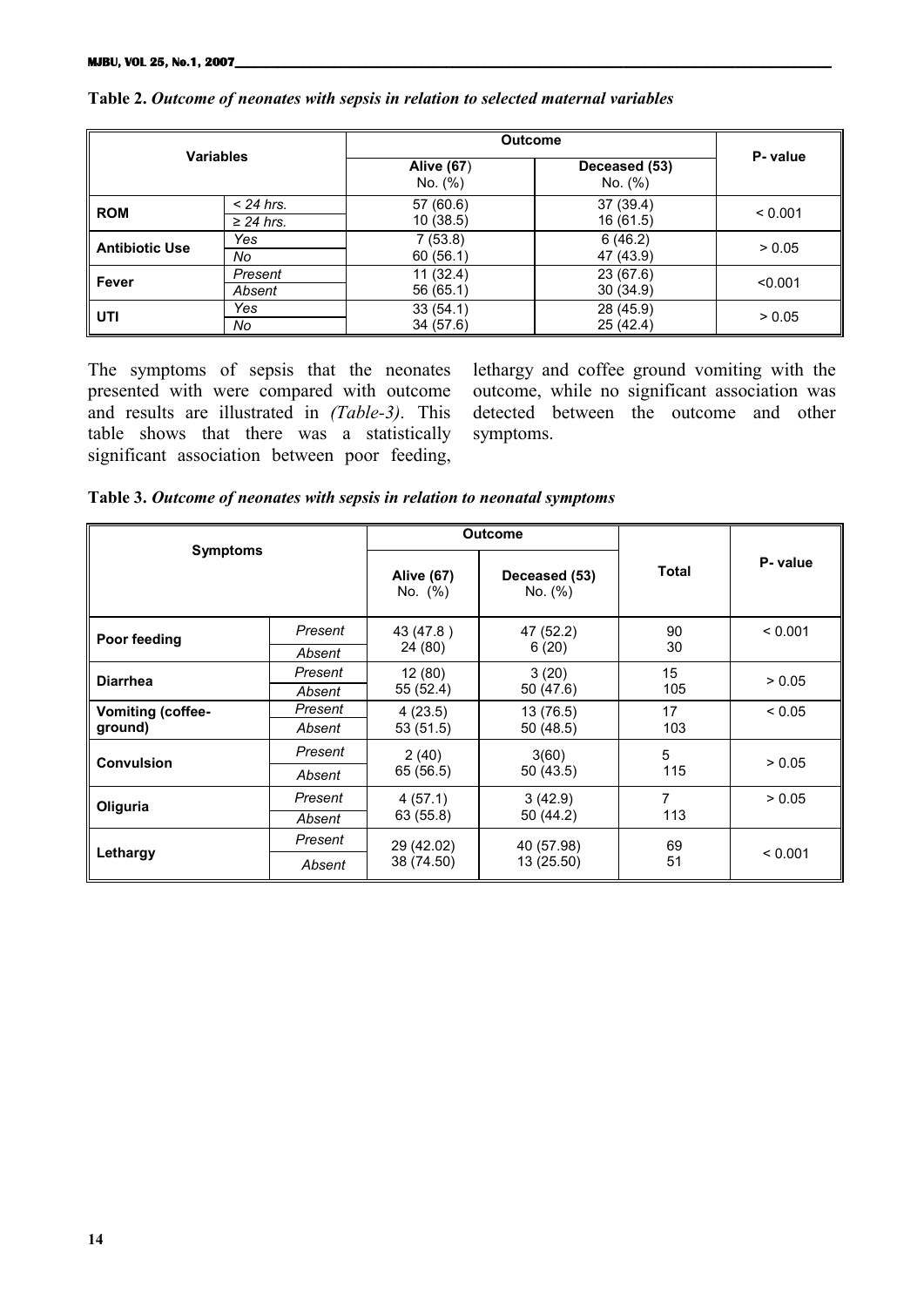**Table 2.** ***Outcome of neonates with sepsis in relation to selected maternal variables***

| Variables | | Outcome | | P- value |
|---|---|---|---|---|
| | | Alive (67) No. (%) | Deceased (53) No. (%) | |
| **ROM** | < 24 hrs. | 57 (60.6) | 37 (39.4) | < 0.001 |
| | ≥ 24 hrs. | 10 (38.5) | 16 (61.5) | |
| **Antibiotic Use** | Yes | 7 (53.8) | 6 (46.2) | > 0.05 |
| | No | 60 (56.1) | 47 (43.9) | |
| **Fever** | Present | 11 (32.4) | 23 (67.6) | <0.001 |
| | Absent | 56 (65.1) | 30 (34.9) | |
| **UTI** | Yes | 33 (54.1) | 28 (45.9) | > 0.05 |
| | No | 34 (57.6) | 25 (42.4) | |

The symptoms of sepsis that the neonates presented with were compared with outcome and results are illustrated in *(Table-3)*. This table shows that there was a statistically significant association between poor feeding, lethargy and coffee ground vomiting with the outcome, while no significant association was detected between the outcome and other symptoms.

**Table 3.** ***Outcome of neonates with sepsis in relation to neonatal symptoms***

| Symptoms | | Outcome | | Total | P- value |
|---|---|---|---|---|---|
| | | Alive (67) No. (%) | Deceased (53) No. (%) | | |
| **Poor feeding** | Present | 43 (47.8 ) | 47 (52.2) | 90 | < 0.001 |
| | Absent | 24 (80) | 6 (20) | 30 | |
| **Diarrhea** | Present | 12 (80) | 3 (20) | 15 | > 0.05 |
| | Absent | 55 (52.4) | 50 (47.6) | 105 | |
| **Vomiting (coffee-ground)** | Present | 4 (23.5) | 13 (76.5) | 17 | < 0.05 |
| | Absent | 53 (51.5) | 50 (48.5) | 103 | |
| **Convulsion** | Present | 2 (40) | 3(60) | 5 | > 0.05 |
| | Absent | 65 (56.5) | 50 (43.5) | 115 | |
| **Oliguria** | Present | 4 (57.1) | 3 (42.9) | 7 | > 0.05 |
| | Absent | 63 (55.8) | 50 (44.2) | 113 | |
| **Lethargy** | Present | 29 (42.02) | 40 (57.98) | 69 | < 0.001 |
| | Absent | 38 (74.50) | 13 (25.50) | 51 | |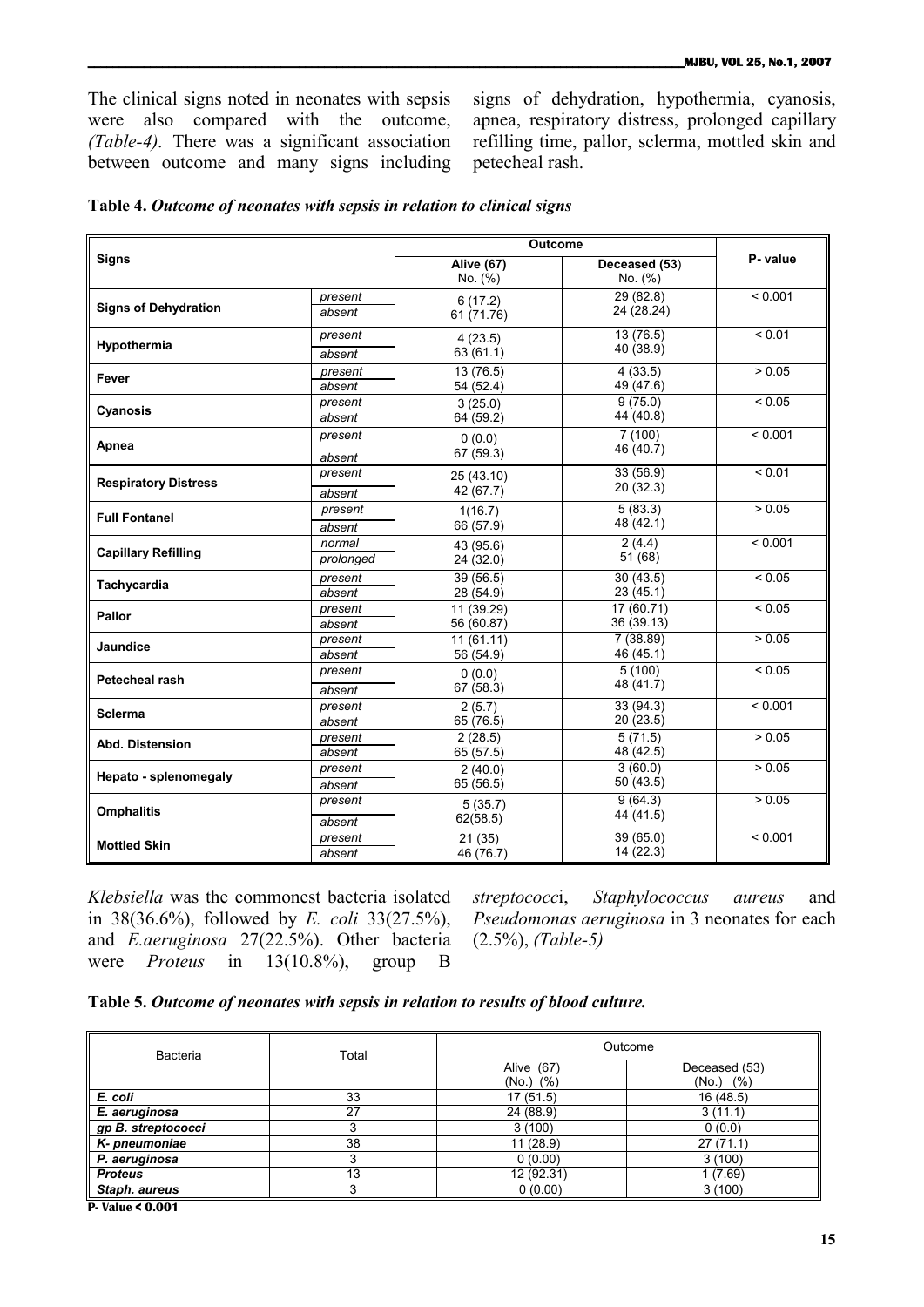The clinical signs noted in neonates with sepsis were also compared with the outcome, *(Table-4)*. There was a significant association between outcome and many signs including signs of dehydration, hypothermia, cyanosis, apnea, respiratory distress, prolonged capillary refilling time, pallor, sclerma, mottled skin and petecheal rash.

**Table 4.** ***Outcome of neonates with sepsis in relation to clinical signs***

| **Signs** | | **Outcome** | | **P- value** |
|---|---|---|---|---|
| | | **Alive (67)** No. (%) | **Deceased (53)** No. (%) | |
| **Signs of Dehydration** | *present* | 6 (17.2) | 29 (82.8) | < 0.001 |
| | *absent* | 61 (71.76) | 24 (28.24) | |
| **Hypothermia** | *present* | 4 (23.5) | 13 (76.5) | < 0.01 |
| | *absent* | 63 (61.1) | 40 (38.9) | |
| **Fever** | *present* | 13 (76.5) | 4 (33.5) | > 0.05 |
| | *absent* | 54 (52.4) | 49 (47.6) | |
| **Cyanosis** | *present* | 3 (25.0) | 9 (75.0) | < 0.05 |
| | *absent* | 64 (59.2) | 44 (40.8) | |
| **Apnea** | *present* | 0 (0.0) | 7 (100) | < 0.001 |
| | *absent* | 67 (59.3) | 46 (40.7) | |
| **Respiratory Distress** | *present* | 25 (43.10) | 33 (56.9) | < 0.01 |
| | *absent* | 42 (67.7) | 20 (32.3) | |
| **Full Fontanel** | *present* | 1(16.7) | 5 (83.3) | > 0.05 |
| | *absent* | 66 (57.9) | 48 (42.1) | |
| **Capillary Refilling** | *normal* | 43 (95.6) | 2 (4.4) | < 0.001 |
| | *prolonged* | 24 (32.0) | 51 (68) | |
| **Tachycardia** | *present* | 39 (56.5) | 30 (43.5) | < 0.05 |
| | *absent* | 28 (54.9) | 23 (45.1) | |
| **Pallor** | *present* | 11 (39.29) | 17 (60.71) | < 0.05 |
| | *absent* | 56 (60.87) | 36 (39.13) | |
| **Jaundice** | *present* | 11 (61.11) | 7 (38.89) | > 0.05 |
| | *absent* | 56 (54.9) | 46 (45.1) | |
| **Petecheal rash** | *present* | 0 (0.0) | 5 (100) | < 0.05 |
| | *absent* | 67 (58.3) | 48 (41.7) | |
| **Sclerma** | *present* | 2 (5.7) | 33 (94.3) | < 0.001 |
| | *absent* | 65 (76.5) | 20 (23.5) | |
| **Abd. Distension** | *present* | 2 (28.5) | 5 (71.5) | > 0.05 |
| | *absent* | 65 (57.5) | 48 (42.5) | |
| **Hepato - splenomegaly** | *present* | 2 (40.0) | 3 (60.0) | > 0.05 |
| | *absent* | 65 (56.5) | 50 (43.5) | |
| **Omphalitis** | *present* | 5 (35.7) | 9 (64.3) | > 0.05 |
| | *absent* | 62(58.5) | 44 (41.5) | |
| **Mottled Skin** | *present* | 21 (35) | 39 (65.0) | < 0.001 |
| | *absent* | 46 (76.7) | 14 (22.3) | |

*Klebsiella* was the commonest bacteria isolated in 38(36.6%), followed by *E. coli* 33(27.5%), and *E.aeruginosa* 27(22.5%). Other bacteria were *Proteus* in 13(10.8%), group B *streptococc*i, *Staphylococcus aureus* and *Pseudomonas aeruginosa* in 3 neonates for each (2.5%), *(Table-5)*

**Table 5.** ***Outcome of neonates with sepsis in relation to results of blood culture.***

| Bacteria | Total | Outcome | |
|---|---|---|---|
| | | Alive (67) (No.) (%) | Deceased (53) (No.) (%) |
| ***E. coli*** | 33 | 17 (51.5) | 16 (48.5) |
| ***E. aeruginosa*** | 27 | 24 (88.9) | 3 (11.1) |
| ***gp B. streptococci*** | 3 | 3 (100) | 0 (0.0) |
| ***K- pneumoniae*** | 38 | 11 (28.9) | 27 (71.1) |
| ***P. aeruginosa*** | 3 | 0 (0.00) | 3 (100) |
| ***Proteus*** | 13 | 12 (92.31) | 1 (7.69) |
| ***Staph. aureus*** | 3 | 0 (0.00) | 3 (100) |

**P- Value < 0.001**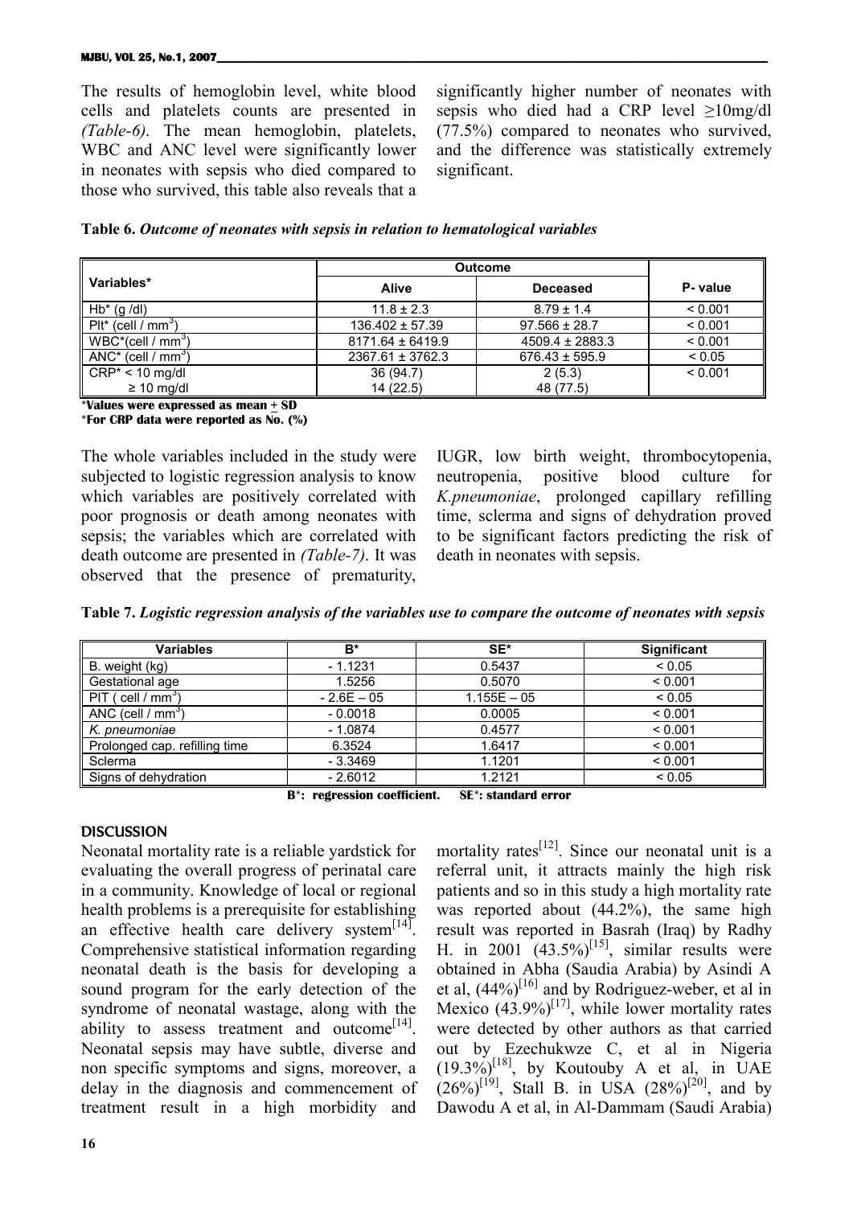The results of hemoglobin level, white blood cells and platelets counts are presented in *(Table-6)*. The mean hemoglobin, platelets, WBC and ANC level were significantly lower in neonates with sepsis who died compared to those who survived, this table also reveals that a significantly higher number of neonates with sepsis who died had a CRP level ≥10mg/dl (77.5%) compared to neonates who survived, and the difference was statistically extremely significant.

**Table 6.** ***Outcome of neonates with sepsis in relation to hematological variables***

| Variables* | Outcome | | P- value |
|---|---|---|---|
| | **Alive** | **Deceased** | |
| Hb* (g /dl) | 11.8 ± 2.3 | 8.79 ± 1.4 | < 0.001 |
| Plt* (cell / mm$^3$) | 136.402 ± 57.39 | 97.566 ± 28.7 | < 0.001 |
| WBC*(cell / mm$^3$) | 8171.64 ± 6419.9 | 4509.4 ± 2883.3 | < 0.001 |
| ANC* (cell / mm$^3$) | 2367.61 ± 3762.3 | 676.43 ± 595.9 | < 0.05 |
| CRP* < 10 mg/dl | 36 (94.7) | 2 (5.3) | < 0.001 |
| ≥ 10 mg/dl | 14 (22.5) | 48 (77.5) | |

***Values were expressed as mean ± SD**
***For CRP data were reported as No. (%)**

The whole variables included in the study were subjected to logistic regression analysis to know which variables are positively correlated with poor prognosis or death among neonates with sepsis; the variables which are correlated with death outcome are presented in *(Table-7)*. It was observed that the presence of prematurity, IUGR, low birth weight, thrombocytopenia, neutropenia, positive blood culture for *K.pneumoniae*, prolonged capillary refilling time, sclerma and signs of dehydration proved to be significant factors predicting the risk of death in neonates with sepsis.

**Table 7.** ***Logistic regression analysis of the variables use to compare the outcome of neonates with sepsis***

| Variables | B* | SE* | Significant |
|---|---|---|---|
| B. weight (kg) | - 1.1231 | 0.5437 | < 0.05 |
| Gestational age | 1.5256 | 0.5070 | < 0.001 |
| PIT ( cell / mm$^3$) | - 2.6E – 05 | 1.155E – 05 | < 0.05 |
| ANC (cell / mm$^3$) | - 0.0018 | 0.0005 | < 0.001 |
| *K. pneumoniae* | - 1.0874 | 0.4577 | < 0.001 |
| Prolonged cap. refilling time | 6.3524 | 1.6417 | < 0.001 |
| Sclerma | - 3.3469 | 1.1201 | < 0.001 |
| Signs of dehydration | - 2.6012 | 1.2121 | < 0.05 |

**B*: regression coefficient. SE*: standard error**

## DISCUSSION

Neonatal mortality rate is a reliable yardstick for evaluating the overall progress of perinatal care in a community. Knowledge of local or regional health problems is a prerequisite for establishing an effective health care delivery system[14]. Comprehensive statistical information regarding neonatal death is the basis for developing a sound program for the early detection of the syndrome of neonatal wastage, along with the ability to assess treatment and outcome[14]. Neonatal sepsis may have subtle, diverse and non specific symptoms and signs, moreover, a delay in the diagnosis and commencement of treatment result in a high morbidity and mortality rates[12]. Since our neonatal unit is a referral unit, it attracts mainly the high risk patients and so in this study a high mortality rate was reported about (44.2%), the same high result was reported in Basrah (Iraq) by Radhy H. in 2001 (43.5%)[15], similar results were obtained in Abha (Saudia Arabia) by Asindi A et al, (44%)[16] and by Rodriguez-weber, et al in Mexico (43.9%)[17], while lower mortality rates were detected by other authors as that carried out by Ezechukwze C, et al in Nigeria (19.3%)[18], by Koutouby A et al, in UAE (26%)[19], Stall B. in USA (28%)[20], and by Dawodu A et al, in Al-Dammam (Saudi Arabia)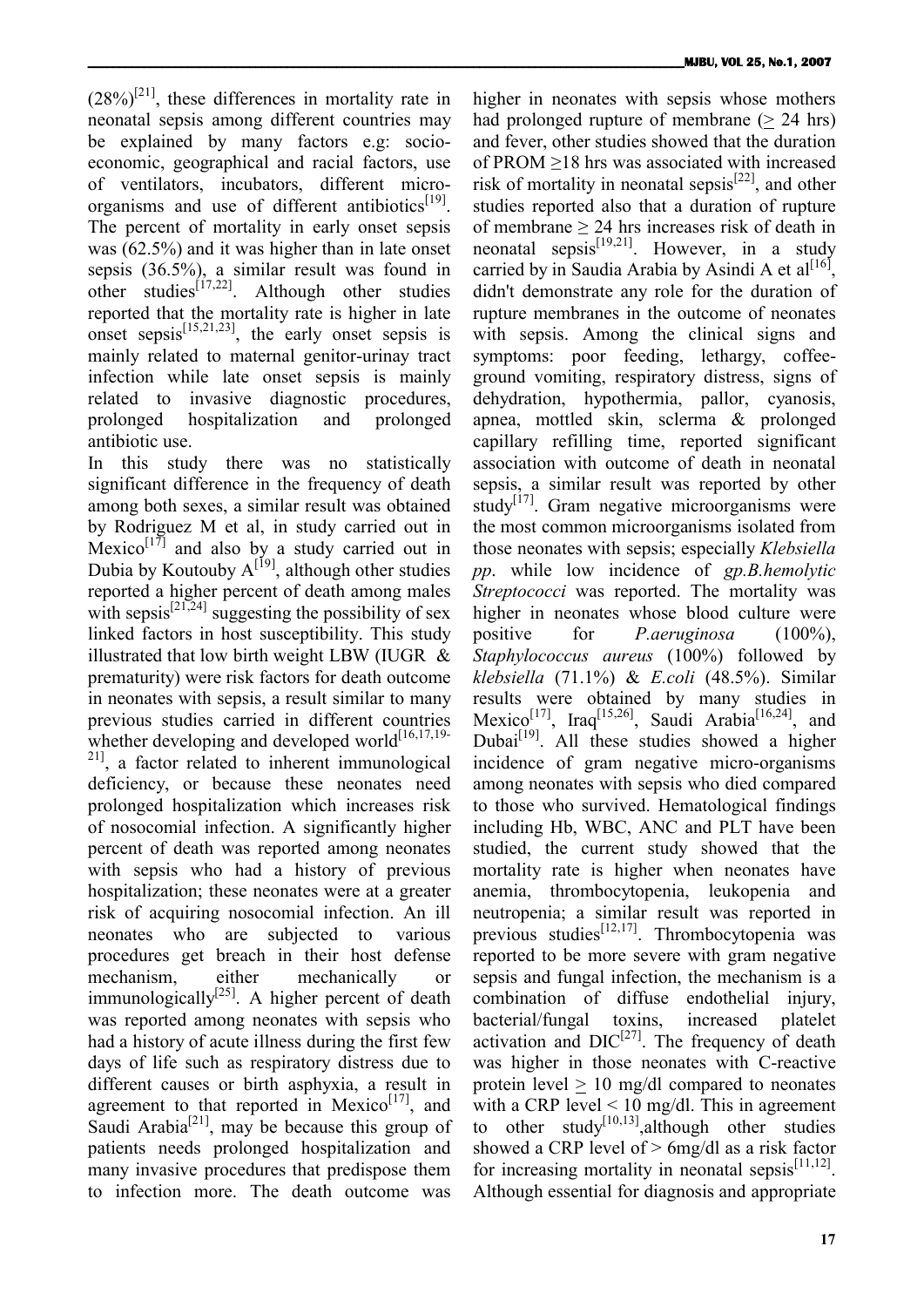(28%)[21], these differences in mortality rate in neonatal sepsis among different countries may be explained by many factors e.g: socio-economic, geographical and racial factors, use of ventilators, incubators, different micro-organisms and use of different antibiotics[19]. The percent of mortality in early onset sepsis was (62.5%) and it was higher than in late onset sepsis (36.5%), a similar result was found in other studies[17,22]. Although other studies reported that the mortality rate is higher in late onset sepsis[15,21,23], the early onset sepsis is mainly related to maternal genitor-urinay tract infection while late onset sepsis is mainly related to invasive diagnostic procedures, prolonged hospitalization and prolonged antibiotic use.

In this study there was no statistically significant difference in the frequency of death among both sexes, a similar result was obtained by Rodriguez M et al, in study carried out in Mexico[17] and also by a study carried out in Dubia by Koutouby A[19], although other studies reported a higher percent of death among males with sepsis[21,24] suggesting the possibility of sex linked factors in host susceptibility. This study illustrated that low birth weight LBW (IUGR & prematurity) were risk factors for death outcome in neonates with sepsis, a result similar to many previous studies carried in different countries whether developing and developed world[16,17,19-21], a factor related to inherent immunological deficiency, or because these neonates need prolonged hospitalization which increases risk of nosocomial infection. A significantly higher percent of death was reported among neonates with sepsis who had a history of previous hospitalization; these neonates were at a greater risk of acquiring nosocomial infection. An ill neonates who are subjected to various procedures get breach in their host defense mechanism, either mechanically or immunologically[25]. A higher percent of death was reported among neonates with sepsis who had a history of acute illness during the first few days of life such as respiratory distress due to different causes or birth asphyxia, a result in agreement to that reported in Mexico[17], and Saudi Arabia[21], may be because this group of patients needs prolonged hospitalization and many invasive procedures that predispose them to infection more. The death outcome was higher in neonates with sepsis whose mothers had prolonged rupture of membrane ($\geq$ 24 hrs) and fever, other studies showed that the duration of PROM $\geq$18 hrs was associated with increased risk of mortality in neonatal sepsis[22], and other studies reported also that a duration of rupture of membrane $\geq$ 24 hrs increases risk of death in neonatal sepsis[19,21]. However, in a study carried by in Saudia Arabia by Asindi A et al[16], didn't demonstrate any role for the duration of rupture membranes in the outcome of neonates with sepsis. Among the clinical signs and symptoms: poor feeding, lethargy, coffee-ground vomiting, respiratory distress, signs of dehydration, hypothermia, pallor, cyanosis, apnea, mottled skin, sclerma & prolonged capillary refilling time, reported significant association with outcome of death in neonatal sepsis, a similar result was reported by other study[17]. Gram negative microorganisms were the most common microorganisms isolated from those neonates with sepsis; especially *Klebsiella pp*. while low incidence of *gp.B.hemolytic Streptococci* was reported. The mortality was higher in neonates whose blood culture were positive for *P.aeruginosa* (100%), *Staphylococcus aureus* (100%) followed by *klebsiella* (71.1%) & *E.coli* (48.5%). Similar results were obtained by many studies in Mexico[17], Iraq[15,26], Saudi Arabia[16,24], and Dubai[19]. All these studies showed a higher incidence of gram negative micro-organisms among neonates with sepsis who died compared to those who survived. Hematological findings including Hb, WBC, ANC and PLT have been studied, the current study showed that the mortality rate is higher when neonates have anemia, thrombocytopenia, leukopenia and neutropenia; a similar result was reported in previous studies[12,17]. Thrombocytopenia was reported to be more severe with gram negative sepsis and fungal infection, the mechanism is a combination of diffuse endothelial injury, bacterial/fungal toxins, increased platelet activation and DIC[27]. The frequency of death was higher in those neonates with C-reactive protein level $\geq$ 10 mg/dl compared to neonates with a CRP level < 10 mg/dl. This in agreement to other study[10,13],although other studies showed a CRP level of > 6mg/dl as a risk factor for increasing mortality in neonatal sepsis[11,12]. Although essential for diagnosis and appropriate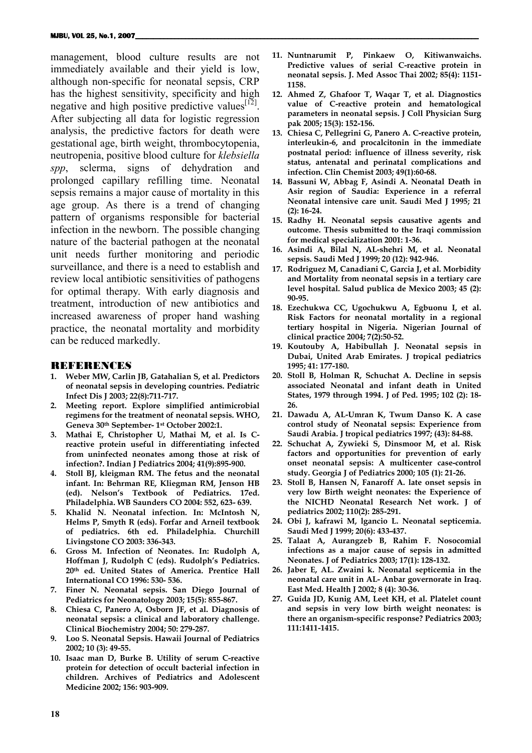management, blood culture results are not immediately available and their yield is low, although non-specific for neonatal sepsis, CRP has the highest sensitivity, specificity and high negative and high positive predictive values[12]. After subjecting all data for logistic regression analysis, the predictive factors for death were gestational age, birth weight, thrombocytopenia, neutropenia, positive blood culture for *klebsiella spp*, sclerma, signs of dehydration and prolonged capillary refilling time. Neonatal sepsis remains a major cause of mortality in this age group. As there is a trend of changing pattern of organisms responsible for bacterial infection in the newborn. The possible changing nature of the bacterial pathogen at the neonatal unit needs further monitoring and periodic surveillance, and there is a need to establish and review local antibiotic sensitivities of pathogens for optimal therapy. With early diagnosis and treatment, introduction of new antibiotics and increased awareness of proper hand washing practice, the neonatal mortality and morbidity can be reduced markedly.

## REFERENCES

1. **Weber MW, Carlin JB, Gatahalian S, et al. Predictors of neonatal sepsis in developing countries. Pediatric Infect Dis J 2003; 22(8):711-717.**
2. **Meeting report. Explore simplified antimicrobial regimens for the treatment of neonatal sepsis. WHO, Geneva 30th September- 1st October 2002:1.**
3. **Mathai E, Christopher U, Mathai M, et al. Is C-reactive protein useful in differentiating infected from uninfected neonates among those at risk of infection?. Indian J Pediatrics 2004; 41(9):895-900.**
4. **Stoll BJ, kleigman RM. The fetus and the neonatal infant. In: Behrman RE, Kliegman RM, Jenson HB (ed). Nelson's Textbook of Pediatrics. 17ed. Philadelphia. WB Saunders CO 2004: 552, 623- 639.**
5. **Khalid N. Neonatal infection. In: McIntosh N, Helms P, Smyth R (eds). Forfar and Arneil textbook of pediatrics. 6th ed. Philadelphia. Churchill Livingstone CO 2003: 336-343.**
6. **Gross M. Infection of Neonates. In: Rudolph A, Hoffman J, Rudolph C (eds). Rudolph's Pediatrics. 20th ed. United States of America. Prentice Hall International CO 1996: 530- 536.**
7. **Finer N. Neonatal sepsis. San Diego Journal of Pediatrics for Neonatology 2003; 15(5): 855-867.**
8. **Chiesa C, Panero A, Osborn JF, et al. Diagnosis of neonatal sepsis: a clinical and laboratory challenge. Clinical Biochemistry 2004; 50: 279-287.**
9. **Loo S. Neonatal Sepsis. Hawaii Journal of Pediatrics 2002; 10 (3): 49-55.**
10. **Isaac man D, Burke B. Utility of serum C-reactive protein for detection of occult bacterial infection in children. Archives of Pediatrics and Adolescent Medicine 2002; 156: 903-909.**
11. **Nuntnarumit P, Pinkaew O, Kitiwanwaichs. Predictive values of serial C-reactive protein in neonatal sepsis. J. Med Assoc Thai 2002; 85(4): 1151-1158.**
12. **Ahmed Z, Ghafoor T, Waqar T, et al. Diagnostics value of C-reactive protein and hematological parameters in neonatal sepsis. J Coll Physician Surg pak 2005; 15(3): 152-156.**
13. **Chiesa C, Pellegrini G, Panero A. C-reactive protein, interleukin-6, and procalcitonin in the immediate postnatal period: influence of illness severity, risk status, antenatal and perinatal complications and infection. Clin Chemist 2003; 49(1):60-68.**
14. **Bassuni W, Abbag F, Asindi A. Neonatal Death in Asir region of Saudia: Experience in a referral Neonatal intensive care unit. Saudi Med J 1995; 21 (2): 16-24.**
15. **Radhy H. Neonatal sepsis causative agents and outcome. Thesis submitted to the Iraqi commission for medical specialization 2001: 1-36.**
16. **Asindi A, Bilal N, AL-shehri M, et al. Neonatal sepsis. Saudi Med J 1999; 20 (12): 942-946.**
17. **Rodriguez M, Canadiani C, Garcia J, et al. Morbidity and Mortality from neonatal sepsis in a tertiary care level hospital. Salud publica de Mexico 2003; 45 (2): 90-95.**
18. **Ezechukwa CC, Ugochukwu A, Egbuonu I, et al. Risk Factors for neonatal mortality in a regional tertiary hospital in Nigeria. Nigerian Journal of clinical practice 2004; 7(2):50-52.**
19. **Koutouby A, Habibullah J. Neonatal sepsis in Dubai, United Arab Emirates. J tropical pediatrics 1995; 41: 177-180.**
20. **Stoll B, Holman R, Schuchat A. Decline in sepsis associated Neonatal and infant death in United States, 1979 through 1994. J of Ped. 1995; 102 (2): 18-26.**
21. **Dawadu A, AL-Umran K, Twum Danso K. A case control study of Neonatal sepsis: Experience from Saudi Arabia. J tropical pediatrics 1997; (43): 84-88.**
22. **Schuchat A, Zywieki S, Dinsmoor M, et al. Risk factors and opportunities for prevention of early onset neonatal sepsis: A multicenter case-control study. Georgia J of Pediatrics 2000; 105 (1): 21-26.**
23. **Stoll B, Hansen N, Fanaroff A. late onset sepsis in very low Birth weight neonates: the Experience of the NICHD Neonatal Research Net work. J of pediatrics 2002; 110(2): 285-291.**
24. **Obi J, kafrawi M, lgancio L. Neonatal septicemia. Saudi Med J 1999; 20(6): 433-437.**
25. **Talaat A, Aurangzeb B, Rahim F. Nosocomial infections as a major cause of sepsis in admitted Neonates. J of Pediatrics 2003; 17(1): 128-132.**
26. **Jaber E, AL. Zwaini k. Neonatal septicemia in the neonatal care unit in AL- Anbar governorate in Iraq. East Med. Health J 2002; 8 (4): 30-36.**
27. **Guida JD, Kunig AM, Leet KH, et al. Platelet count and sepsis in very low birth weight neonates: is there an organism-specific response? Pediatrics 2003; 111:1411-1415.**